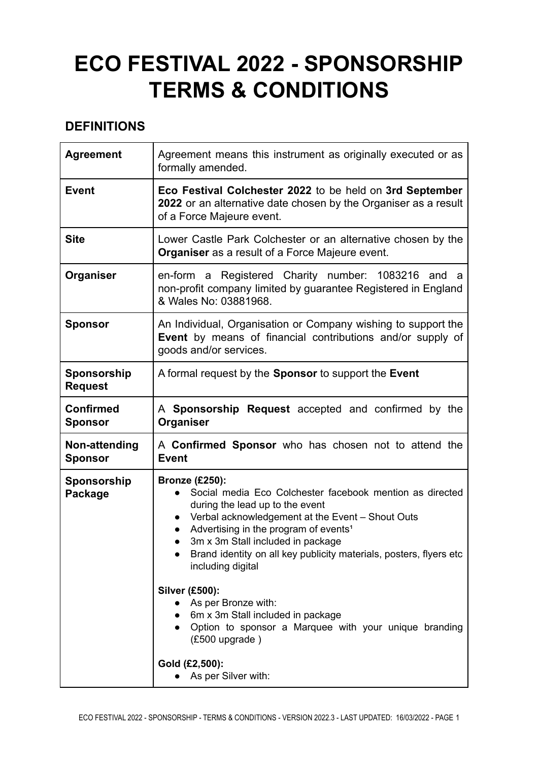# ECO FESTIVAL 2022 - SPONSORSHIP TERMS & CONDITIONS

## DEFINITIONS

| | |
|---|---|
| **Agreement** | Agreement means this instrument as originally executed or as formally amended. |
| **Event** | **Eco Festival Colchester 2022** to be held on **3rd September 2022** or an alternative date chosen by the Organiser as a result of a Force Majeure event. |
| **Site** | Lower Castle Park Colchester or an alternative chosen by the **Organiser** as a result of a Force Majeure event. |
| **Organiser** | en-form a Registered Charity number: 1083216 and a non-profit company limited by guarantee Registered in England & Wales No: 03881968. |
| **Sponsor** | An Individual, Organisation or Company wishing to support the **Event** by means of financial contributions and/or supply of goods and/or services. |
| **Sponsorship Request** | A formal request by the **Sponsor** to support the **Event** |
| **Confirmed Sponsor** | A **Sponsorship Request** accepted and confirmed by the **Organiser** |
| **Non-attending Sponsor** | A **Confirmed Sponsor** who has chosen not to attend the **Event** |
| **Sponsorship Package** | **Bronze (£250):**<br>• Social media Eco Colchester facebook mention as directed during the lead up to the event<br>• Verbal acknowledgement at the Event – Shout Outs<br>• Advertising in the program of events[1]<br>• 3m x 3m Stall included in package<br>• Brand identity on all key publicity materials, posters, flyers etc including digital<br><br>**Silver (£500):**<br>• As per Bronze with:<br>• 6m x 3m Stall included in package<br>• Option to sponsor a Marquee with your unique branding (£500 upgrade )<br><br>**Gold (£2,500):**<br>• As per Silver with: |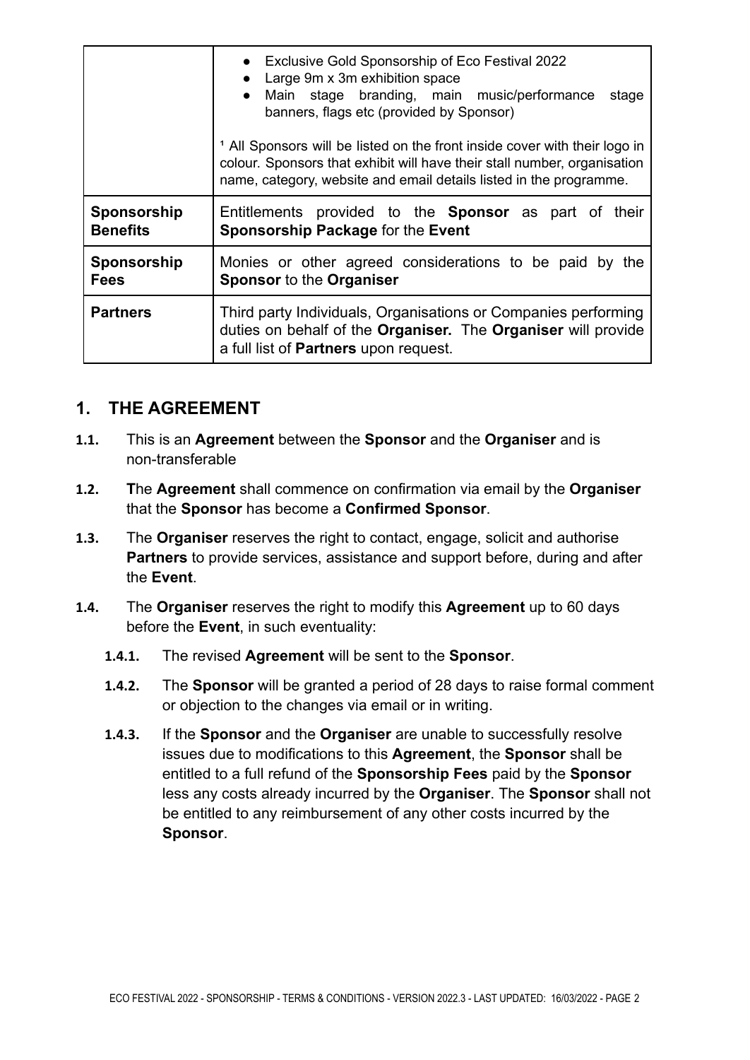| | |
|---|---|
| | • Exclusive Gold Sponsorship of Eco Festival 2022<br>• Large 9m x 3m exhibition space<br>• Main stage branding, main music/performance stage banners, flags etc (provided by Sponsor)<br><br>[1] All Sponsors will be listed on the front inside cover with their logo in colour. Sponsors that exhibit will have their stall number, organisation name, category, website and email details listed in the programme. |
| **Sponsorship Benefits** | Entitlements provided to the **Sponsor** as part of their **Sponsorship Package** for the **Event** |
| **Sponsorship Fees** | Monies or other agreed considerations to be paid by the **Sponsor** to the **Organiser** |
| **Partners** | Third party Individuals, Organisations or Companies performing duties on behalf of the **Organiser.** The **Organiser** will provide a full list of **Partners** upon request. |

## 1. THE AGREEMENT

**1.1.** This is an **Agreement** between the **Sponsor** and the **Organiser** and is non-transferable

**1.2.** **T**he **Agreement** shall commence on confirmation via email by the **Organiser** that the **Sponsor** has become a **Confirmed Sponsor**.

**1.3.** The **Organiser** reserves the right to contact, engage, solicit and authorise **Partners** to provide services, assistance and support before, during and after the **Event**.

**1.4.** The **Organiser** reserves the right to modify this **Agreement** up to 60 days before the **Event**, in such eventuality:

- **1.4.1.** The revised **Agreement** will be sent to the **Sponsor**.
- **1.4.2.** The **Sponsor** will be granted a period of 28 days to raise formal comment or objection to the changes via email or in writing.
- **1.4.3.** If the **Sponsor** and the **Organiser** are unable to successfully resolve issues due to modifications to this **Agreement**, the **Sponsor** shall be entitled to a full refund of the **Sponsorship Fees** paid by the **Sponsor** less any costs already incurred by the **Organiser**. The **Sponsor** shall not be entitled to any reimbursement of any other costs incurred by the **Sponsor**.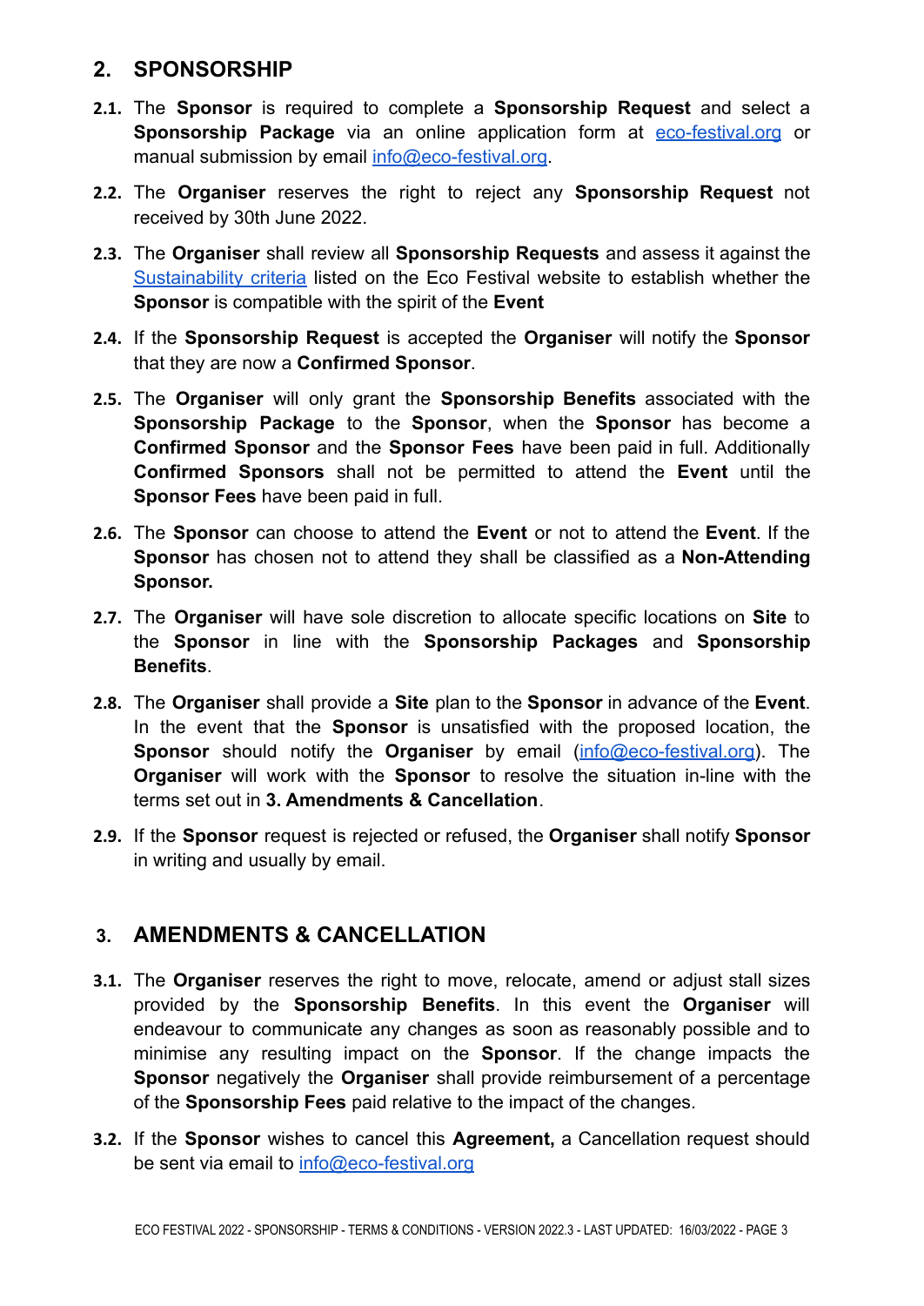## 2. SPONSORSHIP

**2.1.** The **Sponsor** is required to complete a **Sponsorship Request** and select a **Sponsorship Package** via an online application form at eco-festival.org or manual submission by email info@eco-festival.org.

**2.2.** The **Organiser** reserves the right to reject any **Sponsorship Request** not received by 30th June 2022.

**2.3.** The **Organiser** shall review all **Sponsorship Requests** and assess it against the Sustainability criteria listed on the Eco Festival website to establish whether the **Sponsor** is compatible with the spirit of the **Event**

**2.4.** If the **Sponsorship Request** is accepted the **Organiser** will notify the **Sponsor** that they are now a **Confirmed Sponsor**.

**2.5.** The **Organiser** will only grant the **Sponsorship Benefits** associated with the **Sponsorship Package** to the **Sponsor**, when the **Sponsor** has become a **Confirmed Sponsor** and the **Sponsor Fees** have been paid in full. Additionally **Confirmed Sponsors** shall not be permitted to attend the **Event** until the **Sponsor Fees** have been paid in full.

**2.6.** The **Sponsor** can choose to attend the **Event** or not to attend the **Event**. If the **Sponsor** has chosen not to attend they shall be classified as a **Non-Attending Sponsor.**

**2.7.** The **Organiser** will have sole discretion to allocate specific locations on **Site** to the **Sponsor** in line with the **Sponsorship Packages** and **Sponsorship Benefits**.

**2.8.** The **Organiser** shall provide a **Site** plan to the **Sponsor** in advance of the **Event**. In the event that the **Sponsor** is unsatisfied with the proposed location, the **Sponsor** should notify the **Organiser** by email (info@eco-festival.org). The **Organiser** will work with the **Sponsor** to resolve the situation in-line with the terms set out in **3. Amendments & Cancellation**.

**2.9.** If the **Sponsor** request is rejected or refused, the **Organiser** shall notify **Sponsor** in writing and usually by email.

## 3. AMENDMENTS & CANCELLATION

**3.1.** The **Organiser** reserves the right to move, relocate, amend or adjust stall sizes provided by the **Sponsorship Benefits**. In this event the **Organiser** will endeavour to communicate any changes as soon as reasonably possible and to minimise any resulting impact on the **Sponsor**. If the change impacts the **Sponsor** negatively the **Organiser** shall provide reimbursement of a percentage of the **Sponsorship Fees** paid relative to the impact of the changes.

**3.2.** If the **Sponsor** wishes to cancel this **Agreement,** a Cancellation request should be sent via email to info@eco-festival.org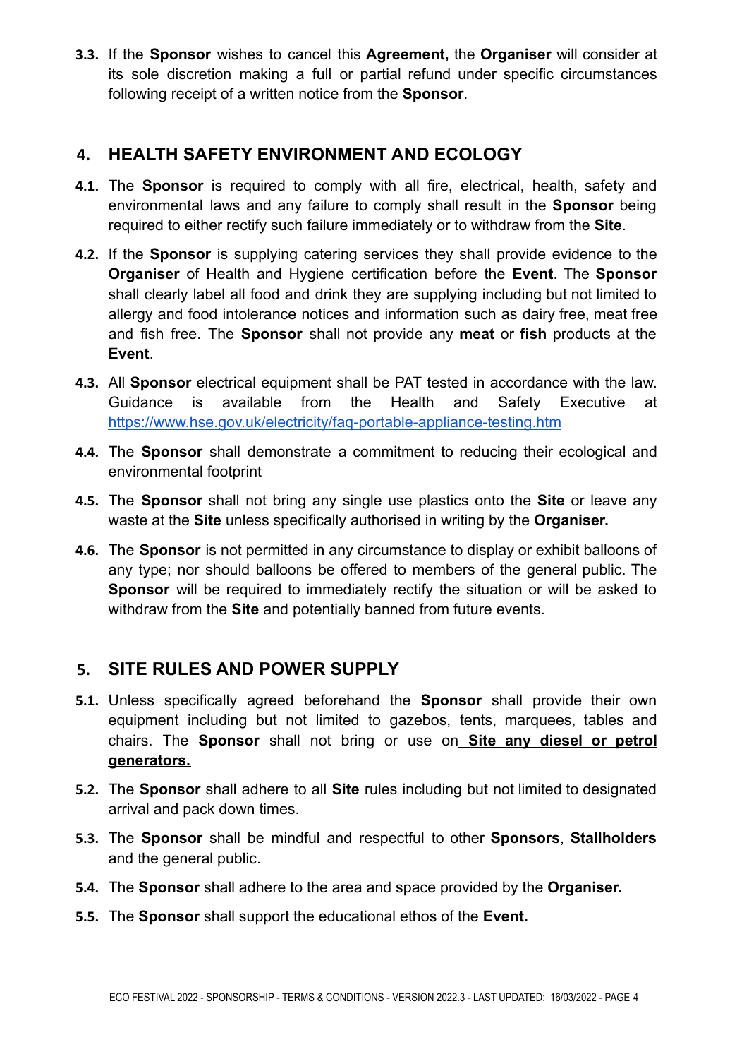**3.3.** If the **Sponsor** wishes to cancel this **Agreement,** the **Organiser** will consider at its sole discretion making a full or partial refund under specific circumstances following receipt of a written notice from the **Sponsor**.

## 4. HEALTH SAFETY ENVIRONMENT AND ECOLOGY

**4.1.** The **Sponsor** is required to comply with all fire, electrical, health, safety and environmental laws and any failure to comply shall result in the **Sponsor** being required to either rectify such failure immediately or to withdraw from the **Site**.

**4.2.** If the **Sponsor** is supplying catering services they shall provide evidence to the **Organiser** of Health and Hygiene certification before the **Event**. The **Sponsor** shall clearly label all food and drink they are supplying including but not limited to allergy and food intolerance notices and information such as dairy free, meat free and fish free. The **Sponsor** shall not provide any **meat** or **fish** products at the **Event**.

**4.3.** All **Sponsor** electrical equipment shall be PAT tested in accordance with the law. Guidance is available from the Health and Safety Executive at [https://www.hse.gov.uk/electricity/faq-portable-appliance-testing.htm](https://www.hse.gov.uk/electricity/faq-portable-appliance-testing.htm)

**4.4.** The **Sponsor** shall demonstrate a commitment to reducing their ecological and environmental footprint

**4.5.** The **Sponsor** shall not bring any single use plastics onto the **Site** or leave any waste at the **Site** unless specifically authorised in writing by the **Organiser.**

**4.6.** The **Sponsor** is not permitted in any circumstance to display or exhibit balloons of any type; nor should balloons be offered to members of the general public. The **Sponsor** will be required to immediately rectify the situation or will be asked to withdraw from the **Site** and potentially banned from future events.

## 5. SITE RULES AND POWER SUPPLY

**5.1.** Unless specifically agreed beforehand the **Sponsor** shall provide their own equipment including but not limited to gazebos, tents, marquees, tables and chairs. The **Sponsor** shall not bring or use on **Site any diesel or petrol generators.**

**5.2.** The **Sponsor** shall adhere to all **Site** rules including but not limited to designated arrival and pack down times.

**5.3.** The **Sponsor** shall be mindful and respectful to other **Sponsors**, **Stallholders** and the general public.

**5.4.** The **Sponsor** shall adhere to the area and space provided by the **Organiser.**

**5.5.** The **Sponsor** shall support the educational ethos of the **Event.**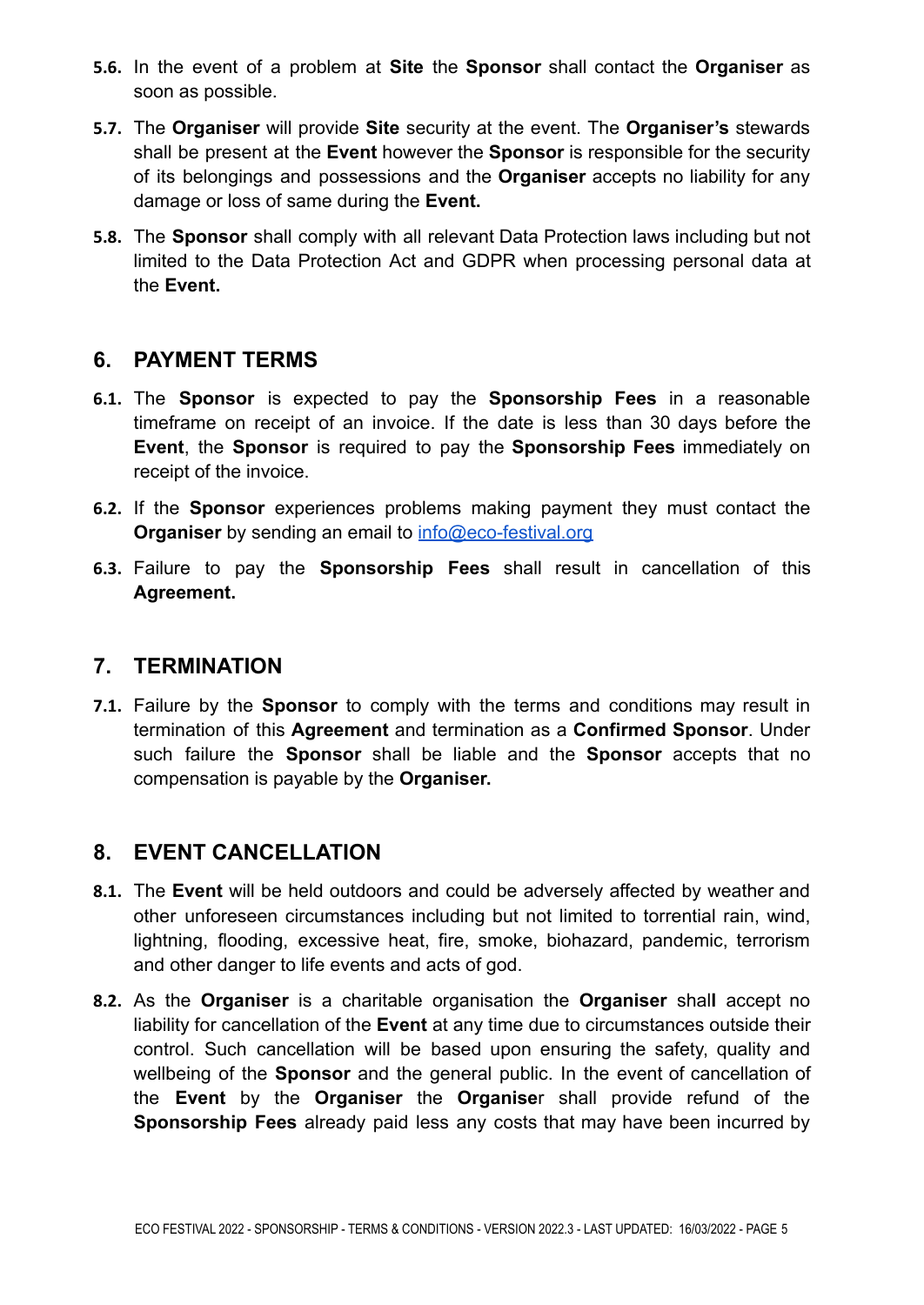**5.6.** In the event of a problem at **Site** the **Sponsor** shall contact the **Organiser** as soon as possible.

**5.7.** The **Organiser** will provide **Site** security at the event. The **Organiser's** stewards shall be present at the **Event** however the **Sponsor** is responsible for the security of its belongings and possessions and the **Organiser** accepts no liability for any damage or loss of same during the **Event.**

**5.8.** The **Sponsor** shall comply with all relevant Data Protection laws including but not limited to the Data Protection Act and GDPR when processing personal data at the **Event.**

## 6. PAYMENT TERMS

**6.1.** The **Sponsor** is expected to pay the **Sponsorship Fees** in a reasonable timeframe on receipt of an invoice. If the date is less than 30 days before the **Event**, the **Sponsor** is required to pay the **Sponsorship Fees** immediately on receipt of the invoice.

**6.2.** If the **Sponsor** experiences problems making payment they must contact the **Organiser** by sending an email to [info@eco-festival.org](mailto:info@eco-festival.org)

**6.3.** Failure to pay the **Sponsorship Fees** shall result in cancellation of this **Agreement.**

## 7. TERMINATION

**7.1.** Failure by the **Sponsor** to comply with the terms and conditions may result in termination of this **Agreement** and termination as a **Confirmed Sponsor**. Under such failure the **Sponsor** shall be liable and the **Sponsor** accepts that no compensation is payable by the **Organiser.**

## 8. EVENT CANCELLATION

**8.1.** The **Event** will be held outdoors and could be adversely affected by weather and other unforeseen circumstances including but not limited to torrential rain, wind, lightning, flooding, excessive heat, fire, smoke, biohazard, pandemic, terrorism and other danger to life events and acts of god.

**8.2.** As the **Organiser** is a charitable organisation the **Organiser** shall accept no liability for cancellation of the **Event** at any time due to circumstances outside their control. Such cancellation will be based upon ensuring the safety, quality and wellbeing of the **Sponsor** and the general public. In the event of cancellation of the **Event** by the **Organiser** the **Organiser** shall provide refund of the **Sponsorship Fees** already paid less any costs that may have been incurred by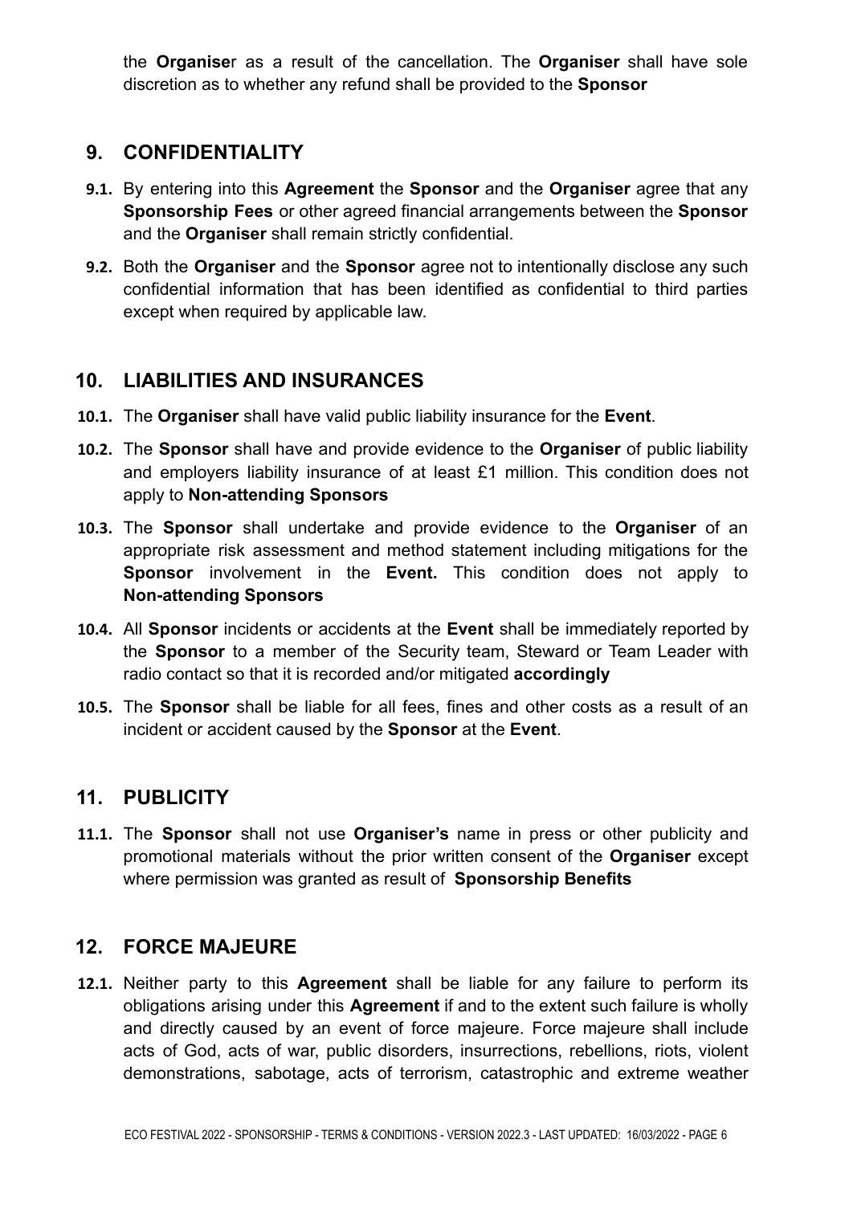the **Organise**r as a result of the cancellation. The **Organiser** shall have sole discretion as to whether any refund shall be provided to the **Sponsor**

## 9. CONFIDENTIALITY

**9.1.** By entering into this **Agreement** the **Sponsor** and the **Organiser** agree that any **Sponsorship Fees** or other agreed financial arrangements between the **Sponsor** and the **Organiser** shall remain strictly confidential.

**9.2.** Both the **Organiser** and the **Sponsor** agree not to intentionally disclose any such confidential information that has been identified as confidential to third parties except when required by applicable law.

## 10. LIABILITIES AND INSURANCES

**10.1.** The **Organiser** shall have valid public liability insurance for the **Event**.

**10.2.** The **Sponsor** shall have and provide evidence to the **Organiser** of public liability and employers liability insurance of at least £1 million. This condition does not apply to **Non-attending Sponsors**

**10.3.** The **Sponsor** shall undertake and provide evidence to the **Organiser** of an appropriate risk assessment and method statement including mitigations for the **Sponsor** involvement in the **Event.** This condition does not apply to **Non-attending Sponsors**

**10.4.** All **Sponsor** incidents or accidents at the **Event** shall be immediately reported by the **Sponsor** to a member of the Security team, Steward or Team Leader with radio contact so that it is recorded and/or mitigated **accordingly**

**10.5.** The **Sponsor** shall be liable for all fees, fines and other costs as a result of an incident or accident caused by the **Sponsor** at the **Event**.

## 11. PUBLICITY

**11.1.** The **Sponsor** shall not use **Organiser's** name in press or other publicity and promotional materials without the prior written consent of the **Organiser** except where permission was granted as result of **Sponsorship Benefits**

## 12. FORCE MAJEURE

**12.1.** Neither party to this **Agreement** shall be liable for any failure to perform its obligations arising under this **Agreement** if and to the extent such failure is wholly and directly caused by an event of force majeure. Force majeure shall include acts of God, acts of war, public disorders, insurrections, rebellions, riots, violent demonstrations, sabotage, acts of terrorism, catastrophic and extreme weather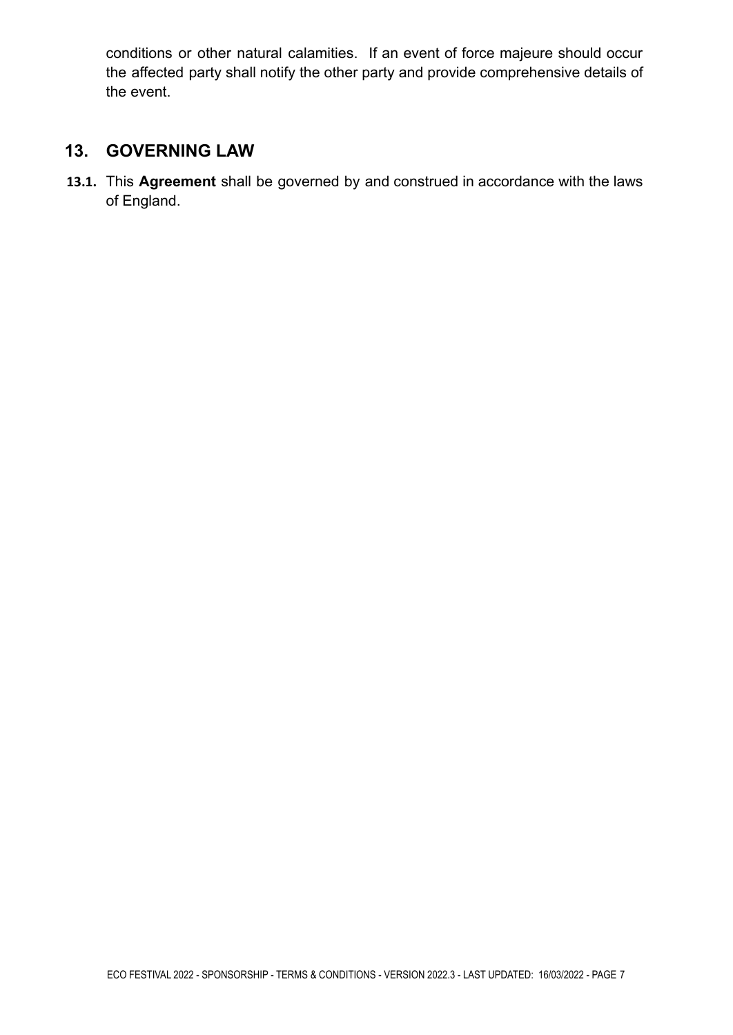conditions or other natural calamities. If an event of force majeure should occur the affected party shall notify the other party and provide comprehensive details of the event.

## 13. GOVERNING LAW

**13.1.** This **Agreement** shall be governed by and construed in accordance with the laws of England.